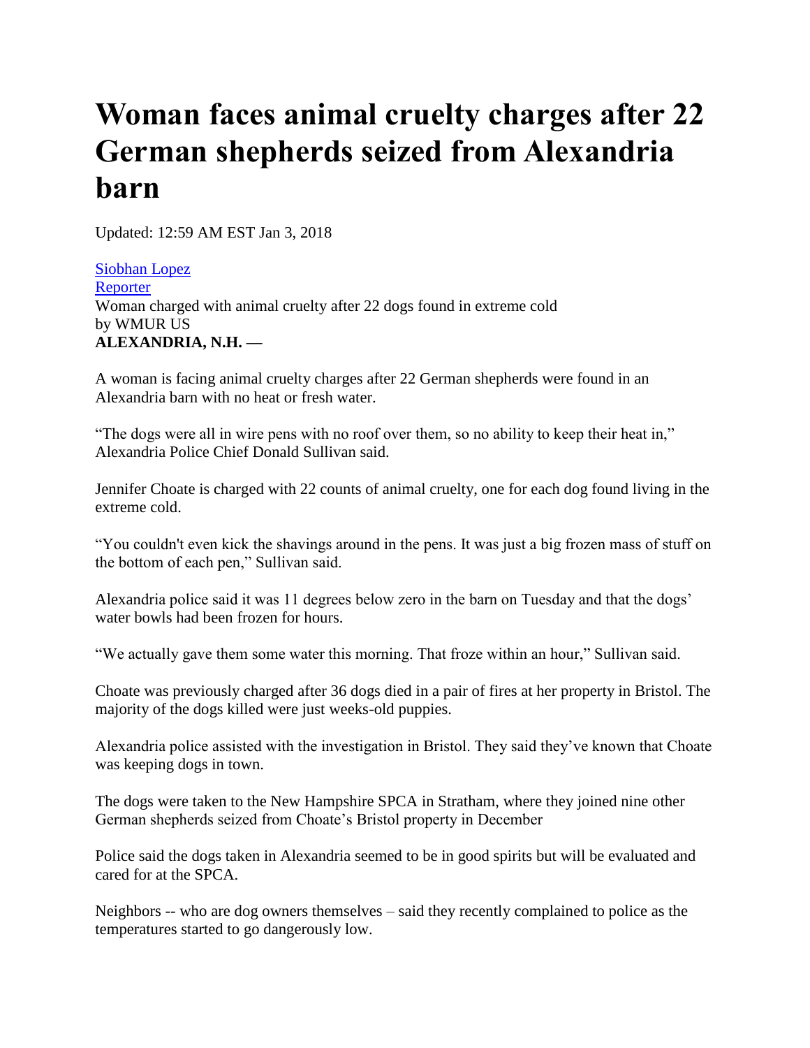# Woman faces animal cruelty charges after 22 German shepherds seized from Alexandria barn

Updated: 12:59 AM EST Jan 3, 2018

[Siobhan Lopez](#)
[Reporter](#)
Woman charged with animal cruelty after 22 dogs found in extreme cold
by WMUR US
**ALEXANDRIA, N.H. —**

A woman is facing animal cruelty charges after 22 German shepherds were found in an Alexandria barn with no heat or fresh water.

"The dogs were all in wire pens with no roof over them, so no ability to keep their heat in," Alexandria Police Chief Donald Sullivan said.

Jennifer Choate is charged with 22 counts of animal cruelty, one for each dog found living in the extreme cold.

"You couldn't even kick the shavings around in the pens. It was just a big frozen mass of stuff on the bottom of each pen," Sullivan said.

Alexandria police said it was 11 degrees below zero in the barn on Tuesday and that the dogs' water bowls had been frozen for hours.

"We actually gave them some water this morning. That froze within an hour," Sullivan said.

Choate was previously charged after 36 dogs died in a pair of fires at her property in Bristol. The majority of the dogs killed were just weeks-old puppies.

Alexandria police assisted with the investigation in Bristol. They said they've known that Choate was keeping dogs in town.

The dogs were taken to the New Hampshire SPCA in Stratham, where they joined nine other German shepherds seized from Choate's Bristol property in December

Police said the dogs taken in Alexandria seemed to be in good spirits but will be evaluated and cared for at the SPCA.

Neighbors -- who are dog owners themselves – said they recently complained to police as the temperatures started to go dangerously low.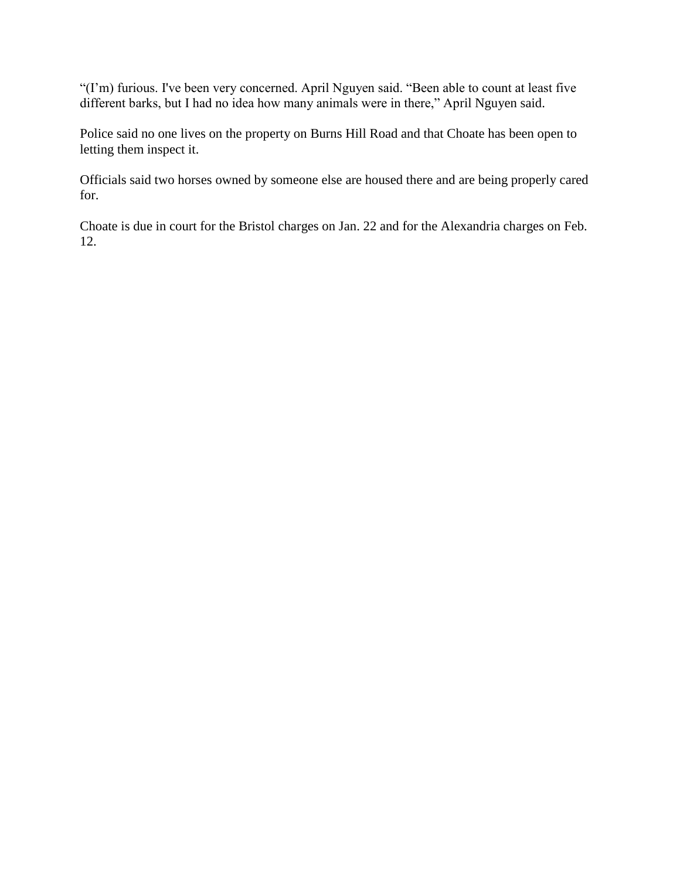"(I'm) furious. I've been very concerned. April Nguyen said. "Been able to count at least five different barks, but I had no idea how many animals were in there," April Nguyen said.

Police said no one lives on the property on Burns Hill Road and that Choate has been open to letting them inspect it.

Officials said two horses owned by someone else are housed there and are being properly cared for.

Choate is due in court for the Bristol charges on Jan. 22 and for the Alexandria charges on Feb. 12.